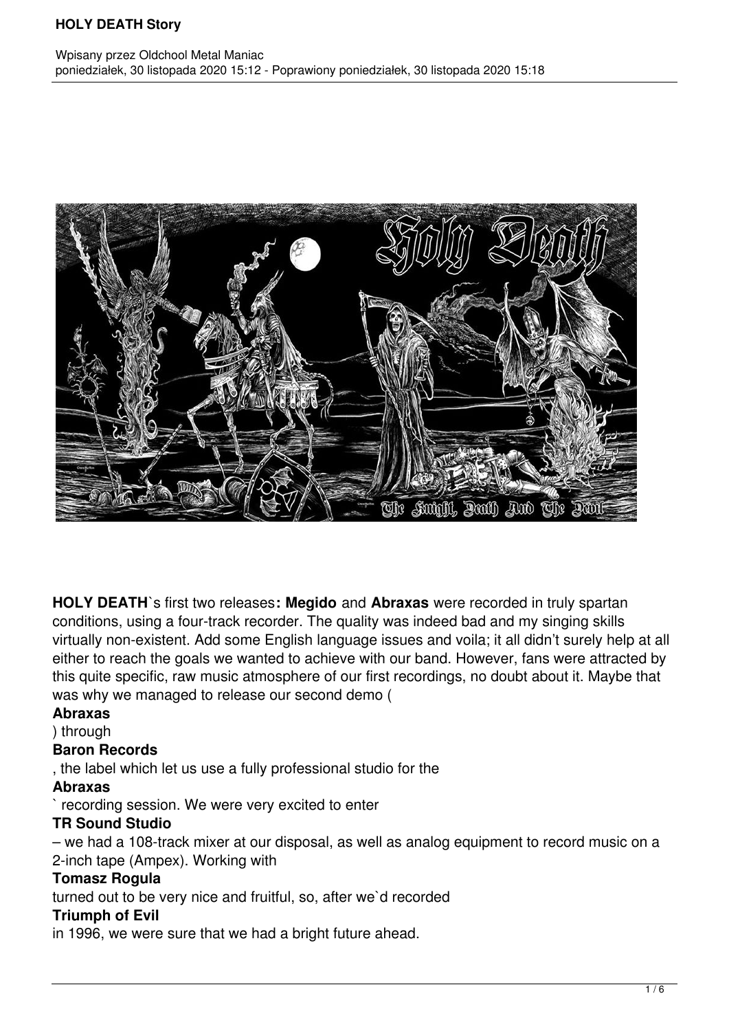# HOLY DEATH Story

Wpisany przez Oldchool Metal Maniac
poniedziałek, 30 listopada 2020 15:12 - Poprawiony poniedziałek, 30 listopada 2020 15:18

**HOLY DEATH**`s first two releases**: Megido** and **Abraxas** were recorded in truly spartan conditions, using a four-track recorder. The quality was indeed bad and my singing skills virtually non-existent. Add some English language issues and voila; it all didn't surely help at all either to reach the goals we wanted to achieve with our band. However, fans were attracted by this quite specific, raw music atmosphere of our first recordings, no doubt about it. Maybe that was why we managed to release our second demo (**Abraxas**) through **Baron Records**, the label which let us use a fully professional studio for the **Abraxas**` recording session. We were very excited to enter **TR Sound Studio** – we had a 108-track mixer at our disposal, as well as analog equipment to record music on a 2-inch tape (Ampex). Working with **Tomasz Rogula** turned out to be very nice and fruitful, so, after we`d recorded **Triumph of Evil** in 1996, we were sure that we had a bright future ahead.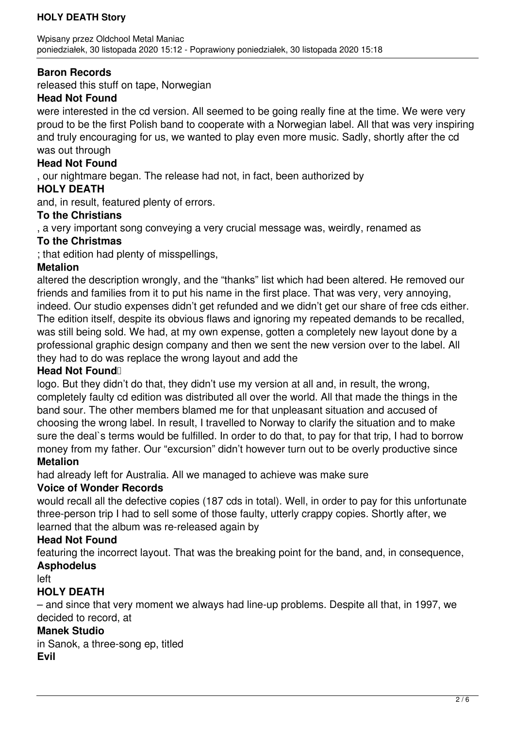**Baron Records** released this stuff on tape, Norwegian **Head Not Found** were interested in the cd version. All seemed to be going really fine at the time. We were very proud to be the first Polish band to cooperate with a Norwegian label. All that was very inspiring and truly encouraging for us, we wanted to play even more music. Sadly, shortly after the cd was out through **Head Not Found**, our nightmare began. The release had not, in fact, been authorized by **HOLY DEATH** and, in result, featured plenty of errors. **To the Christians**, a very important song conveying a very crucial message was, weirdly, renamed as **To the Christmas**; that edition had plenty of misspellings, **Metalion** altered the description wrongly, and the "thanks" list which had been altered. He removed our friends and families from it to put his name in the first place. That was very, very annoying, indeed. Our studio expenses didn't get refunded and we didn't get our share of free cds either. The edition itself, despite its obvious flaws and ignoring my repeated demands to be recalled, was still being sold. We had, at my own expense, gotten a completely new layout done by a professional graphic design company and then we sent the new version over to the label. All they had to do was replace the wrong layout and add the **Head Not Found** logo. But they didn't do that, they didn't use my version at all and, in result, the wrong, completely faulty cd edition was distributed all over the world. All that made the things in the band sour. The other members blamed me for that unpleasant situation and accused of choosing the wrong label. In result, I travelled to Norway to clarify the situation and to make sure the deal`s terms would be fulfilled. In order to do that, to pay for that trip, I had to borrow money from my father. Our "excursion" didn't however turn out to be overly productive since **Metalion** had already left for Australia. All we managed to achieve was make sure **Voice of Wonder Records** would recall all the defective copies (187 cds in total). Well, in order to pay for this unfortunate three-person trip I had to sell some of those faulty, utterly crappy copies. Shortly after, we learned that the album was re-released again by **Head Not Found** featuring the incorrect layout. That was the breaking point for the band, and, in consequence, **Asphodelus** left **HOLY DEATH** – and since that very moment we always had line-up problems. Despite all that, in 1997, we decided to record, at **Manek Studio** in Sanok, a three-song ep, titled **Evil**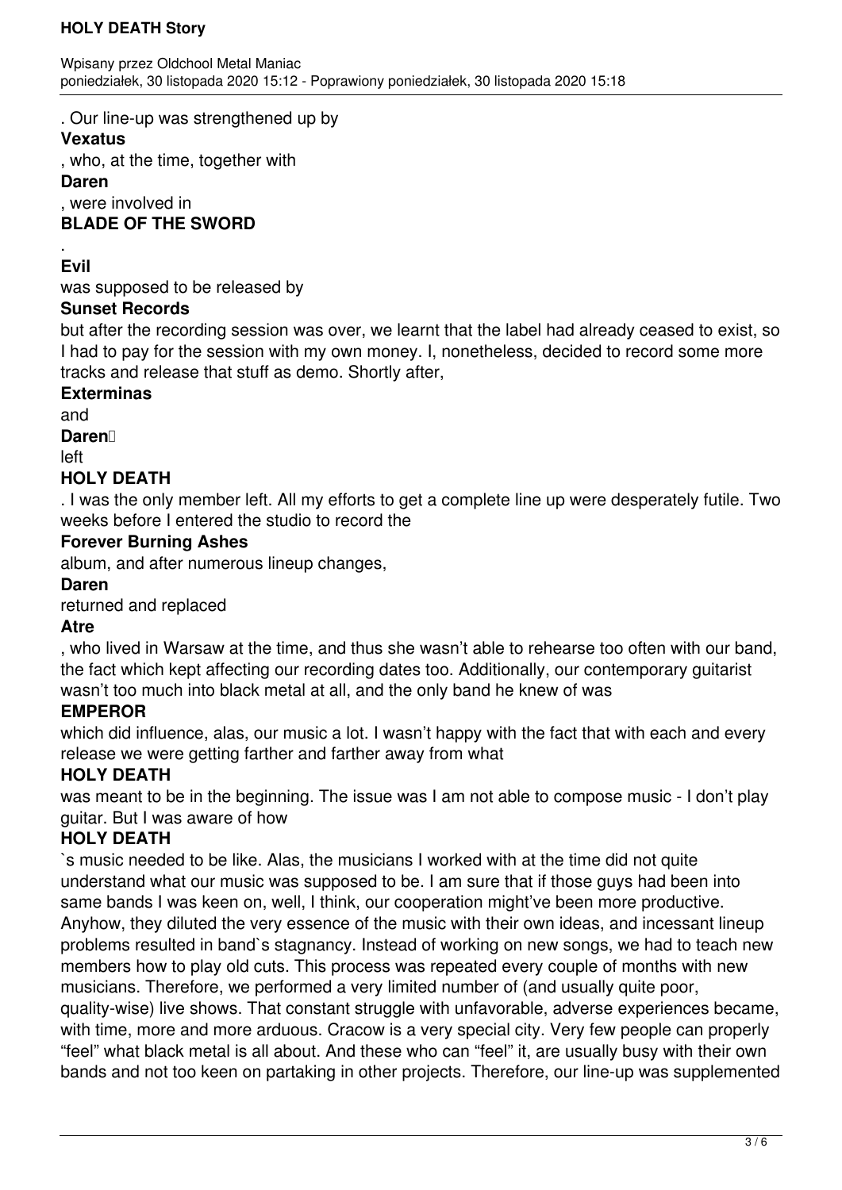. Our line-up was strengthened up by **Vexatus**, who, at the time, together with **Daren**, were involved in **BLADE OF THE SWORD**. **Evil** was supposed to be released by **Sunset Records** but after the recording session was over, we learnt that the label had already ceased to exist, so I had to pay for the session with my own money. I, nonetheless, decided to record some more tracks and release that stuff as demo. Shortly after, **Exterminas** and **Daren** left **HOLY DEATH**. I was the only member left. All my efforts to get a complete line up were desperately futile. Two weeks before I entered the studio to record the **Forever Burning Ashes** album, and after numerous lineup changes, **Daren** returned and replaced **Atre**, who lived in Warsaw at the time, and thus she wasn't able to rehearse too often with our band, the fact which kept affecting our recording dates too. Additionally, our contemporary guitarist wasn't too much into black metal at all, and the only band he knew of was **EMPEROR** which did influence, alas, our music a lot. I wasn't happy with the fact that with each and every release we were getting farther and farther away from what **HOLY DEATH** was meant to be in the beginning. The issue was I am not able to compose music - I don't play guitar. But I was aware of how **HOLY DEATH**`s music needed to be like. Alas, the musicians I worked with at the time did not quite understand what our music was supposed to be. I am sure that if those guys had been into same bands I was keen on, well, I think, our cooperation might've been more productive. Anyhow, they diluted the very essence of the music with their own ideas, and incessant lineup problems resulted in band`s stagnancy. Instead of working on new songs, we had to teach new members how to play old cuts. This process was repeated every couple of months with new musicians. Therefore, we performed a very limited number of (and usually quite poor, quality-wise) live shows. That constant struggle with unfavorable, adverse experiences became, with time, more and more arduous. Cracow is a very special city. Very few people can properly "feel" what black metal is all about. And these who can "feel" it, are usually busy with their own bands and not too keen on partaking in other projects. Therefore, our line-up was supplemented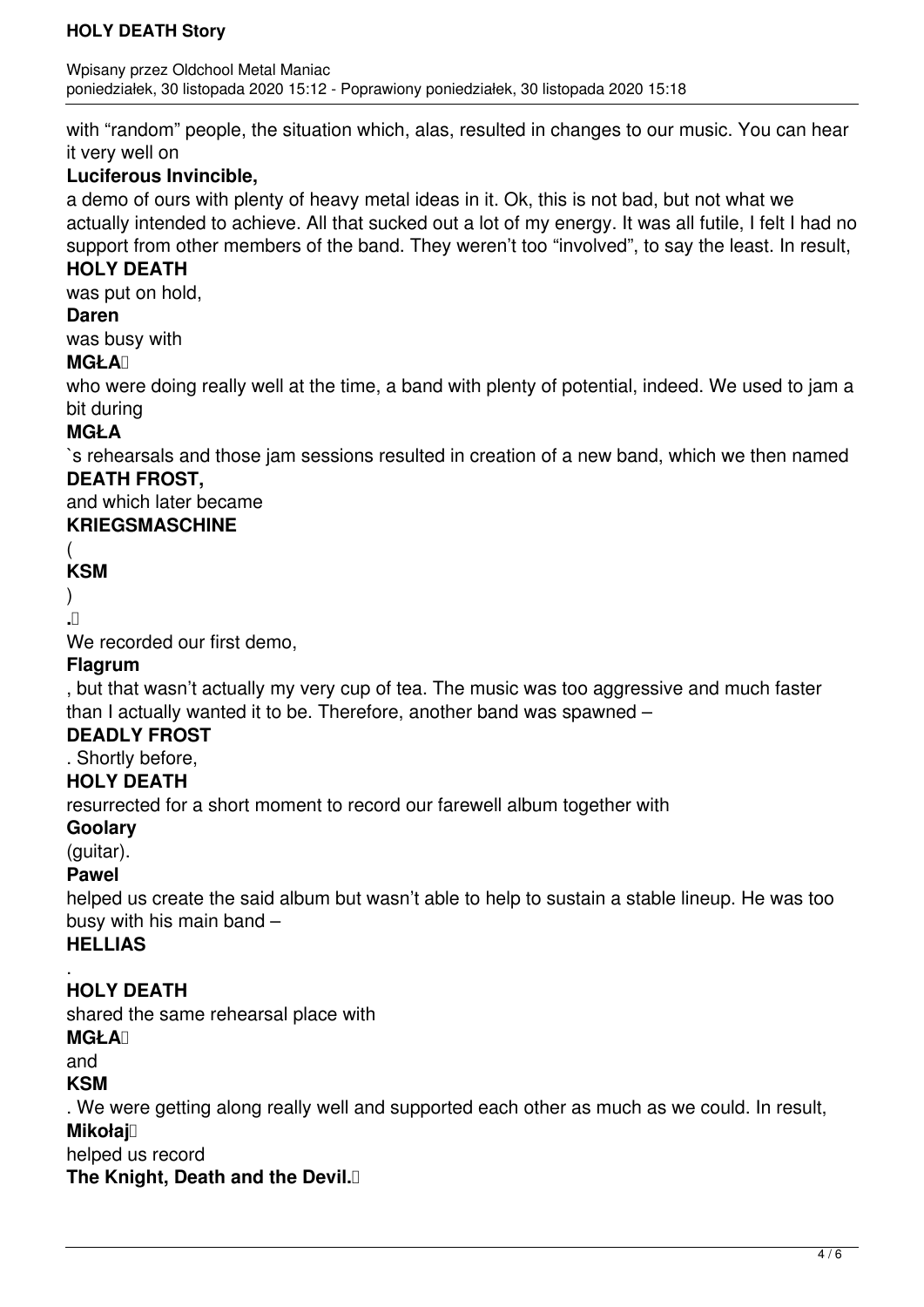with "random" people, the situation which, alas, resulted in changes to our music. You can hear it very well on **Luciferous Invincible,** a demo of ours with plenty of heavy metal ideas in it. Ok, this is not bad, but not what we actually intended to achieve. All that sucked out a lot of my energy. It was all futile, I felt I had no support from other members of the band. They weren't too "involved", to say the least. In result, **HOLY DEATH** was put on hold, **Daren** was busy with **MGŁA** who were doing really well at the time, a band with plenty of potential, indeed. We used to jam a bit during **MGŁA**`s rehearsals and those jam sessions resulted in creation of a new band, which we then named **DEATH FROST,** and which later became **KRIEGSMASCHINE** (**KSM**)**.**

We recorded our first demo, **Flagrum**, but that wasn't actually my very cup of tea. The music was too aggressive and much faster than I actually wanted it to be. Therefore, another band was spawned – **DEADLY FROST**. Shortly before, **HOLY DEATH** resurrected for a short moment to record our farewell album together with **Goolary** (guitar). **Pawel** helped us create the said album but wasn't able to help to sustain a stable lineup. He was too busy with his main band – **HELLIAS**. **HOLY DEATH** shared the same rehearsal place with **MGŁA** and **KSM**. We were getting along really well and supported each other as much as we could. In result, **Mikołaj** helped us record **The Knight, Death and the Devil.**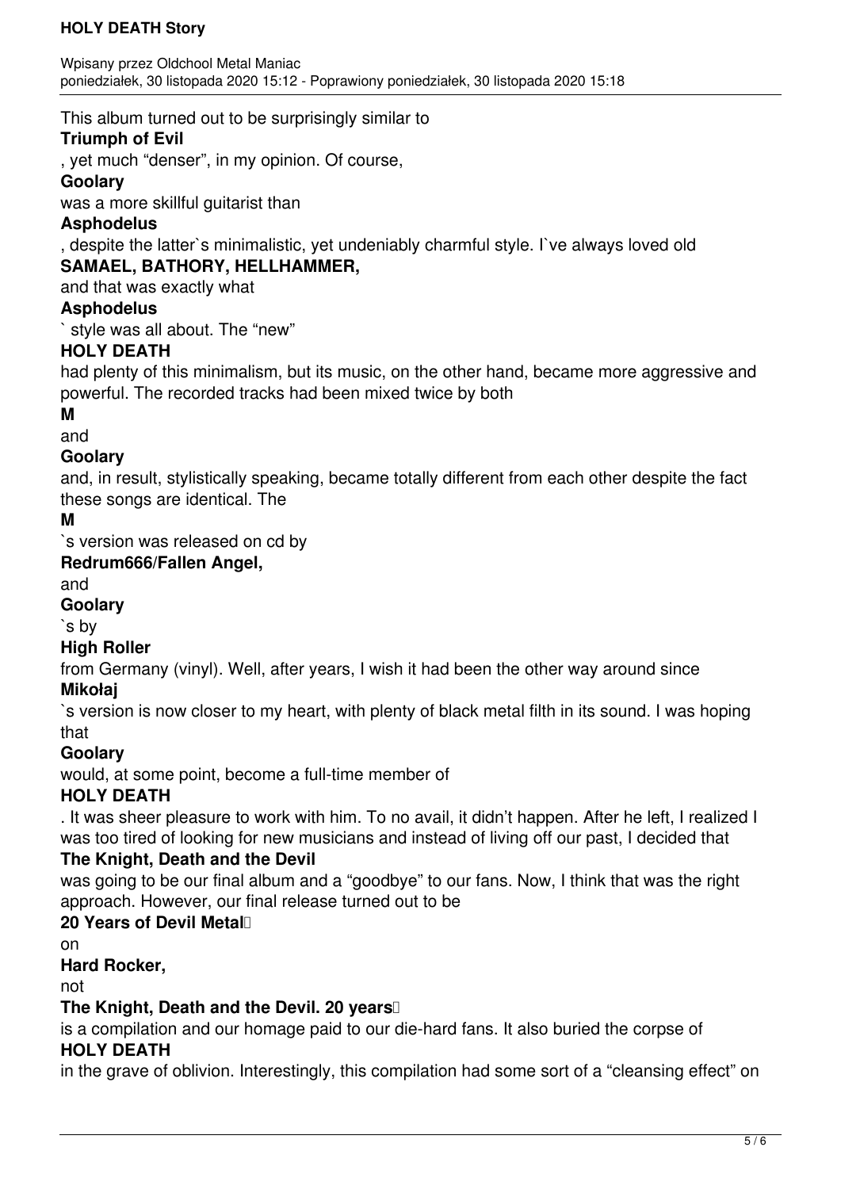This album turned out to be surprisingly similar to **Triumph of Evil**, yet much "denser", in my opinion. Of course, **Goolary** was a more skillful guitarist than **Asphodelus**, despite the latter`s minimalistic, yet undeniably charmful style. I`ve always loved old **SAMAEL, BATHORY, HELLHAMMER,** and that was exactly what **Asphodelus**` style was all about. The "new" **HOLY DEATH** had plenty of this minimalism, but its music, on the other hand, became more aggressive and powerful. The recorded tracks had been mixed twice by both **M** and **Goolary** and, in result, stylistically speaking, became totally different from each other despite the fact these songs are identical. The **M**`s version was released on cd by **Redrum666/Fallen Angel,** and **Goolary**`s by **High Roller** from Germany (vinyl). Well, after years, I wish it had been the other way around since **Mikołaj**`s version is now closer to my heart, with plenty of black metal filth in its sound. I was hoping that **Goolary** would, at some point, become a full-time member of **HOLY DEATH**. It was sheer pleasure to work with him. To no avail, it didn't happen. After he left, I realized I was too tired of looking for new musicians and instead of living off our past, I decided that **The Knight, Death and the Devil** was going to be our final album and a "goodbye" to our fans. Now, I think that was the right approach. However, our final release turned out to be **20 Years of Devil Metal…** on **Hard Rocker,** not **The Knight, Death and the Devil. 20 years…** is a compilation and our homage paid to our die-hard fans. It also buried the corpse of **HOLY DEATH** in the grave of oblivion. Interestingly, this compilation had some sort of a "cleansing effect" on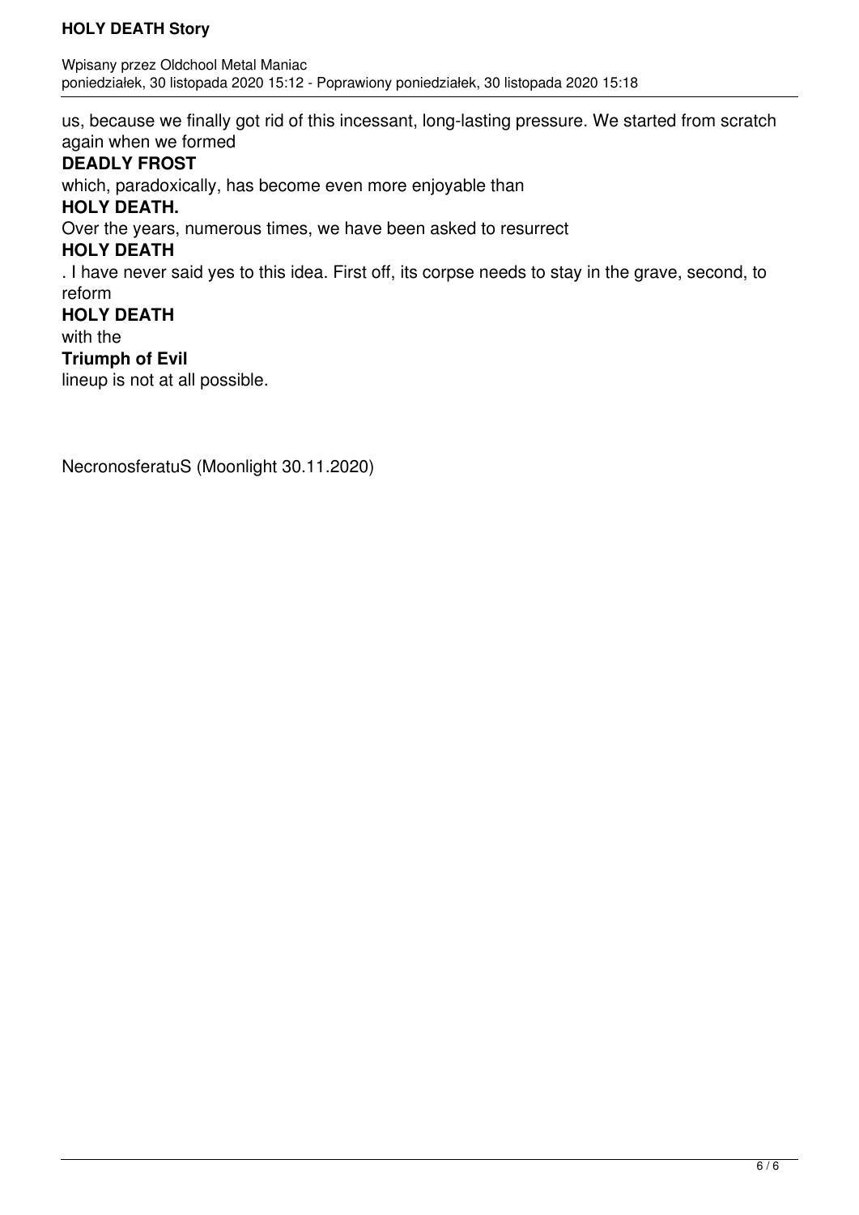us, because we finally got rid of this incessant, long-lasting pressure. We started from scratch again when we formed **DEADLY FROST** which, paradoxically, has become even more enjoyable than **HOLY DEATH.** Over the years, numerous times, we have been asked to resurrect **HOLY DEATH**. I have never said yes to this idea. First off, its corpse needs to stay in the grave, second, to reform **HOLY DEATH** with the **Triumph of Evil** lineup is not at all possible.

NecronosferatuS (Moonlight 30.11.2020)